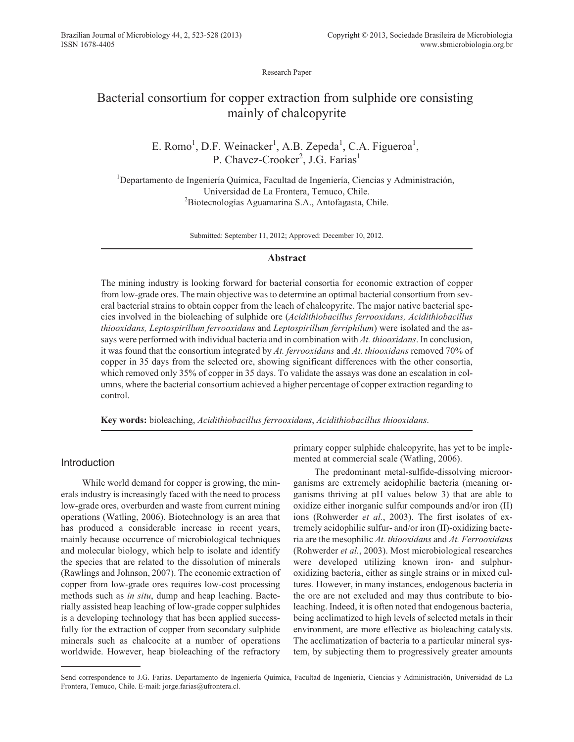Research Paper

# Bacterial consortium for copper extraction from sulphide ore consisting mainly of chalcopyrite

E. Romo[1], D.F. Weinacker[1], A.B. Zepeda[1], C.A. Figueroa[1], P. Chavez-Crooker[2], J.G. Farias[1]

[1]Departamento de Ingeniería Química, Facultad de Ingeniería, Ciencias y Administración, Universidad de La Frontera, Temuco, Chile.
[2]Biotecnologías Aguamarina S.A., Antofagasta, Chile.

Submitted: September 11, 2012; Approved: December 10, 2012.

## Abstract

The mining industry is looking forward for bacterial consortia for economic extraction of copper from low-grade ores. The main objective was to determine an optimal bacterial consortium from several bacterial strains to obtain copper from the leach of chalcopyrite. The major native bacterial species involved in the bioleaching of sulphide ore (*Acidithiobacillus ferrooxidans, Acidithiobacillus thiooxidans, Leptospirillum ferrooxidans* and *Leptospirillum ferriphilum*) were isolated and the assays were performed with individual bacteria and in combination with *At. thiooxidans*. In conclusion, it was found that the consortium integrated by *At. ferrooxidans* and *At. thiooxidans* removed 70% of copper in 35 days from the selected ore, showing significant differences with the other consortia, which removed only 35% of copper in 35 days. To validate the assays was done an escalation in columns, where the bacterial consortium achieved a higher percentage of copper extraction regarding to control.

**Key words:** bioleaching, *Acidithiobacillus ferrooxidans*, *Acidithiobacillus thiooxidans*.

## Introduction

While world demand for copper is growing, the minerals industry is increasingly faced with the need to process low-grade ores, overburden and waste from current mining operations (Watling, 2006). Biotechnology is an area that has produced a considerable increase in recent years, mainly because occurrence of microbiological techniques and molecular biology, which help to isolate and identify the species that are related to the dissolution of minerals (Rawlings and Johnson, 2007). The economic extraction of copper from low-grade ores requires low-cost processing methods such as *in situ*, dump and heap leaching. Bacterially assisted heap leaching of low-grade copper sulphides is a developing technology that has been applied successfully for the extraction of copper from secondary sulphide minerals such as chalcocite at a number of operations worldwide. However, heap bioleaching of the refractory primary copper sulphide chalcopyrite, has yet to be implemented at commercial scale (Watling, 2006).

The predominant metal-sulfide-dissolving microorganisms are extremely acidophilic bacteria (meaning organisms thriving at pH values below 3) that are able to oxidize either inorganic sulfur compounds and/or iron (II) ions (Rohwerder *et al.*, 2003). The first isolates of extremely acidophilic sulfur- and/or iron (II)-oxidizing bacteria are the mesophilic *At. thiooxidans* and *At. Ferrooxidans* (Rohwerder *et al.*, 2003). Most microbiological researches were developed utilizing known iron- and sulphur-oxidizing bacteria, either as single strains or in mixed cultures. However, in many instances, endogenous bacteria in the ore are not excluded and may thus contribute to bioleaching. Indeed, it is often noted that endogenous bacteria, being acclimatized to high levels of selected metals in their environment, are more effective as bioleaching catalysts. The acclimatization of bacteria to a particular mineral system, by subjecting them to progressively greater amounts

Send correspondence to J.G. Farias. Departamento de Ingeniería Química, Facultad de Ingeniería, Ciencias y Administración, Universidad de La Frontera, Temuco, Chile. E-mail: jorge.farias@ufrontera.cl.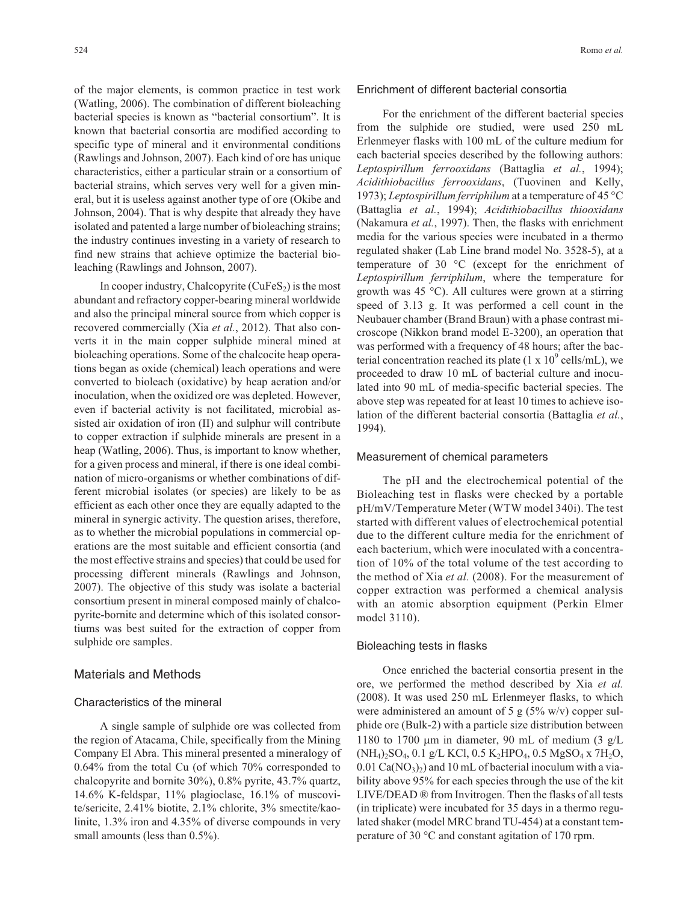of the major elements, is common practice in test work (Watling, 2006). The combination of different bioleaching bacterial species is known as "bacterial consortium". It is known that bacterial consortia are modified according to specific type of mineral and it environmental conditions (Rawlings and Johnson, 2007). Each kind of ore has unique characteristics, either a particular strain or a consortium of bacterial strains, which serves very well for a given mineral, but it is useless against another type of ore (Okibe and Johnson, 2004). That is why despite that already they have isolated and patented a large number of bioleaching strains; the industry continues investing in a variety of research to find new strains that achieve optimize the bacterial bioleaching (Rawlings and Johnson, 2007).

In cooper industry, Chalcopyrite ($CuFeS_2$) is the most abundant and refractory copper-bearing mineral worldwide and also the principal mineral source from which copper is recovered commercially (Xia *et al.*, 2012). That also converts it in the main copper sulphide mineral mined at bioleaching operations. Some of the chalcocite heap operations began as oxide (chemical) leach operations and were converted to bioleach (oxidative) by heap aeration and/or inoculation, when the oxidized ore was depleted. However, even if bacterial activity is not facilitated, microbial assisted air oxidation of iron (II) and sulphur will contribute to copper extraction if sulphide minerals are present in a heap (Watling, 2006). Thus, is important to know whether, for a given process and mineral, if there is one ideal combination of micro-organisms or whether combinations of different microbial isolates (or species) are likely to be as efficient as each other once they are equally adapted to the mineral in synergic activity. The question arises, therefore, as to whether the microbial populations in commercial operations are the most suitable and efficient consortia (and the most effective strains and species) that could be used for processing different minerals (Rawlings and Johnson, 2007). The objective of this study was isolate a bacterial consortium present in mineral composed mainly of chalcopyrite-bornite and determine which of this isolated consortiums was best suited for the extraction of copper from sulphide ore samples.

## Materials and Methods

### Characteristics of the mineral

A single sample of sulphide ore was collected from the region of Atacama, Chile, specifically from the Mining Company El Abra. This mineral presented a mineralogy of 0.64% from the total Cu (of which 70% corresponded to chalcopyrite and bornite 30%), 0.8% pyrite, 43.7% quartz, 14.6% K-feldspar, 11% plagioclase, 16.1% of muscovite/sericite, 2.41% biotite, 2.1% chlorite, 3% smectite/kaolinite, 1.3% iron and 4.35% of diverse compounds in very small amounts (less than 0.5%).

### Enrichment of different bacterial consortia

For the enrichment of the different bacterial species from the sulphide ore studied, were used 250 mL Erlenmeyer flasks with 100 mL of the culture medium for each bacterial species described by the following authors: *Leptospirillum ferrooxidans* (Battaglia *et al.*, 1994); *Acidithiobacillus ferrooxidans*, (Tuovinen and Kelly, 1973); *Leptospirillum ferriphilum* at a temperature of 45 °C (Battaglia *et al.*, 1994); *Acidithiobacillus thiooxidans* (Nakamura *et al.*, 1997). Then, the flasks with enrichment media for the various species were incubated in a thermo regulated shaker (Lab Line brand model No. 3528-5), at a temperature of 30 °C (except for the enrichment of *Leptospirillum ferriphilum*, where the temperature for growth was 45 °C). All cultures were grown at a stirring speed of 3.13 g. It was performed a cell count in the Neubauer chamber (Brand Braun) with a phase contrast microscope (Nikkon brand model E-3200), an operation that was performed with a frequency of 48 hours; after the bacterial concentration reached its plate ($1 \times 10^9$ cells/mL), we proceeded to draw 10 mL of bacterial culture and inoculated into 90 mL of media-specific bacterial species. The above step was repeated for at least 10 times to achieve isolation of the different bacterial consortia (Battaglia *et al.*, 1994).

### Measurement of chemical parameters

The pH and the electrochemical potential of the Bioleaching test in flasks were checked by a portable pH/mV/Temperature Meter (WTW model 340i). The test started with different values of electrochemical potential due to the different culture media for the enrichment of each bacterium, which were inoculated with a concentration of 10% of the total volume of the test according to the method of Xia *et al.* (2008). For the measurement of copper extraction was performed a chemical analysis with an atomic absorption equipment (Perkin Elmer model 3110).

### Bioleaching tests in flasks

Once enriched the bacterial consortia present in the ore, we performed the method described by Xia *et al.* (2008). It was used 250 mL Erlenmeyer flasks, to which were administered an amount of 5 g (5% w/v) copper sulphide ore (Bulk-2) with a particle size distribution between 1180 to 1700 μm in diameter, 90 mL of medium (3 g/L $(NH_4)_2SO_4$, 0.1 g/L KCl, 0.5 $K_2HPO_4$, 0.5 $MgSO_4 \times 7H_2O$, 0.01 $Ca(NO_3)_2$) and 10 mL of bacterial inoculum with a viability above 95% for each species through the use of the kit LIVE/DEAD ® from Invitrogen. Then the flasks of all tests (in triplicate) were incubated for 35 days in a thermo regulated shaker (model MRC brand TU-454) at a constant temperature of 30 °C and constant agitation of 170 rpm.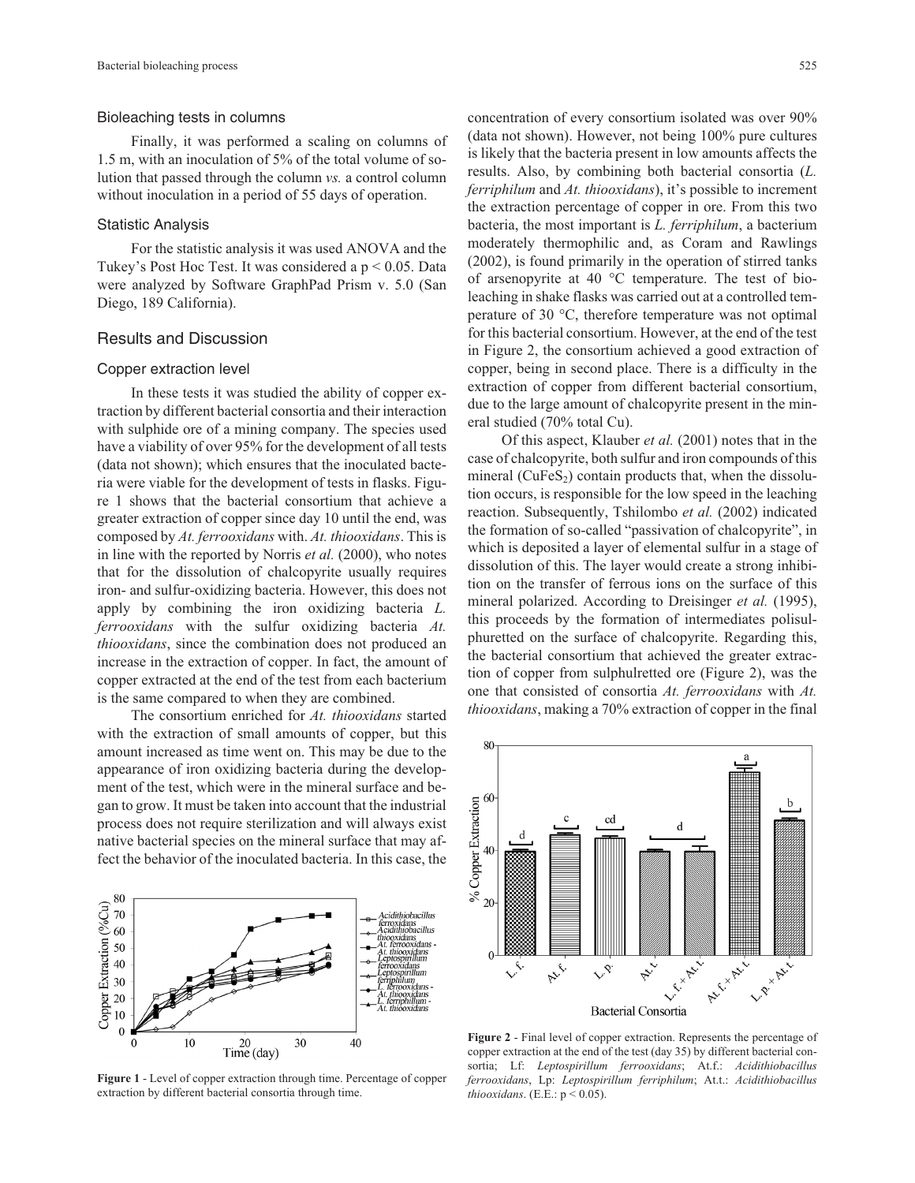### Bioleaching tests in columns

Finally, it was performed a scaling on columns of 1.5 m, with an inoculation of 5% of the total volume of solution that passed through the column *vs.* a control column without inoculation in a period of 55 days of operation.

### Statistic Analysis

For the statistic analysis it was used ANOVA and the Tukey's Post Hoc Test. It was considered a $p < 0.05$. Data were analyzed by Software GraphPad Prism v. 5.0 (San Diego, 189 California).

## Results and Discussion

### Copper extraction level

In these tests it was studied the ability of copper extraction by different bacterial consortia and their interaction with sulphide ore of a mining company. The species used have a viability of over 95% for the development of all tests (data not shown); which ensures that the inoculated bacteria were viable for the development of tests in flasks. Figure 1 shows that the bacterial consortium that achieve a greater extraction of copper since day 10 until the end, was composed by *At. ferrooxidans* with. *At. thiooxidans*. This is in line with the reported by Norris *et al.* (2000), who notes that for the dissolution of chalcopyrite usually requires iron- and sulfur-oxidizing bacteria. However, this does not apply by combining the iron oxidizing bacteria *L. ferrooxidans* with the sulfur oxidizing bacteria *At. thiooxidans*, since the combination does not produced an increase in the extraction of copper. In fact, the amount of copper extracted at the end of the test from each bacterium is the same compared to when they are combined.

The consortium enriched for *At. thiooxidans* started with the extraction of small amounts of copper, but this amount increased as time went on. This may be due to the appearance of iron oxidizing bacteria during the development of the test, which were in the mineral surface and began to grow. It must be taken into account that the industrial process does not require sterilization and will always exist native bacterial species on the mineral surface that may affect the behavior of the inoculated bacteria. In this case, the concentration of every consortium isolated was over 90% (data not shown). However, not being 100% pure cultures is likely that the bacteria present in low amounts affects the results. Also, by combining both bacterial consortia (*L. ferriphilum* and *At. thiooxidans*), it's possible to increment the extraction percentage of copper in ore. From this two bacteria, the most important is *L. ferriphilum*, a bacterium moderately thermophilic and, as Coram and Rawlings (2002), is found primarily in the operation of stirred tanks of arsenopyrite at 40 °C temperature. The test of bioleaching in shake flasks was carried out at a controlled temperature of 30 °C, therefore temperature was not optimal for this bacterial consortium. However, at the end of the test in Figure 2, the consortium achieved a good extraction of copper, being in second place. There is a difficulty in the extraction of copper from different bacterial consortium, due to the large amount of chalcopyrite present in the mineral studied (70% total Cu).

Of this aspect, Klauber *et al.* (2001) notes that in the case of chalcopyrite, both sulfur and iron compounds of this mineral ($CuFeS_2$) contain products that, when the dissolution occurs, is responsible for the low speed in the leaching reaction. Subsequently, Tshilombo *et al.* (2002) indicated the formation of so-called "passivation of chalcopyrite", in which is deposited a layer of elemental sulfur in a stage of dissolution of this. The layer would create a strong inhibition on the transfer of ferrous ions on the surface of this mineral polarized. According to Dreisinger *et al.* (1995), this proceeds by the formation of intermediates polisulphuretted on the surface of chalcopyrite. Regarding this, the bacterial consortium that achieved the greater extraction of copper from sulphulretted ore (Figure 2), was the one that consisted of consortia *At. ferrooxidans* with *At. thiooxidans*, making a 70% extraction of copper in the final

**Figure 1** - Level of copper extraction through time. Percentage of copper extraction by different bacterial consortia through time.

**Figure 2** - Final level of copper extraction. Represents the percentage of copper extraction at the end of the test (day 35) by different bacterial consortia; Lf: *Leptospirillum ferrooxidans*; At.f.: *Acidithiobacillus ferrooxidans*, Lp: *Leptospirillum ferriphilum*; At.t.: *Acidithiobacillus thiooxidans*. (E.E.: $p < 0.05$).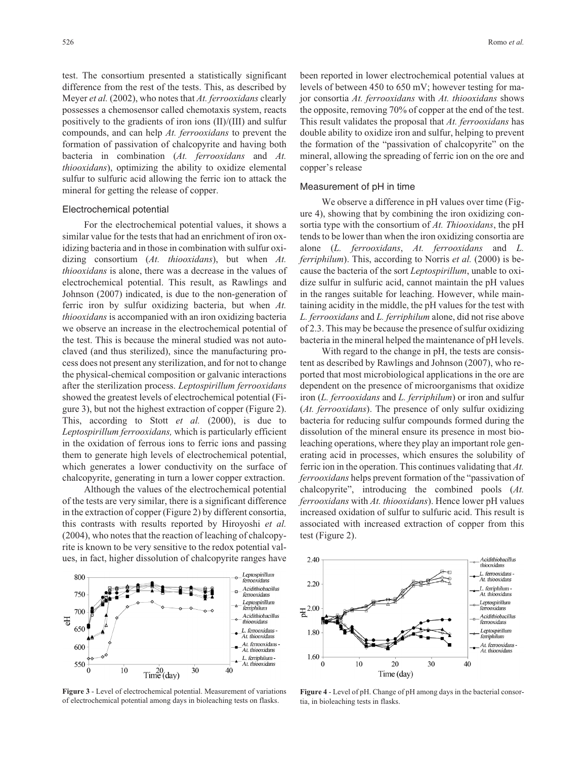test. The consortium presented a statistically significant difference from the rest of the tests. This, as described by Meyer *et al.* (2002), who notes that *At. ferrooxidans* clearly possesses a chemosensor called chemotaxis system, reacts positively to the gradients of iron ions (II)/(III) and sulfur compounds, and can help *At. ferrooxidans* to prevent the formation of passivation of chalcopyrite and having both bacteria in combination (*At. ferrooxidans* and *At. thiooxidans*), optimizing the ability to oxidize elemental sulfur to sulfuric acid allowing the ferric ion to attack the mineral for getting the release of copper.

### Electrochemical potential

For the electrochemical potential values, it shows a similar value for the tests that had an enrichment of iron oxidizing bacteria and in those in combination with sulfur oxidizing consortium (*At. thiooxidans*), but when *At. thiooxidans* is alone, there was a decrease in the values of electrochemical potential. This result, as Rawlings and Johnson (2007) indicated, is due to the non-generation of ferric iron by sulfur oxidizing bacteria, but when *At. thiooxidans* is accompanied with an iron oxidizing bacteria we observe an increase in the electrochemical potential of the test. This is because the mineral studied was not autoclaved (and thus sterilized), since the manufacturing process does not present any sterilization, and for not to change the physical-chemical composition or galvanic interactions after the sterilization process. *Leptospirillum ferrooxidans* showed the greatest levels of electrochemical potential (Figure 3), but not the highest extraction of copper (Figure 2). This, according to Stott *et al.* (2000), is due to *Leptospirillum ferrooxidans,* which is particularly efficient in the oxidation of ferrous ions to ferric ions and passing them to generate high levels of electrochemical potential, which generates a lower conductivity on the surface of chalcopyrite, generating in turn a lower copper extraction.

Although the values of the electrochemical potential of the tests are very similar, there is a significant difference in the extraction of copper (Figure 2) by different consortia, this contrasts with results reported by Hiroyoshi *et al.* (2004), who notes that the reaction of leaching of chalcopyrite is known to be very sensitive to the redox potential values, in fact, higher dissolution of chalcopyrite ranges have been reported in lower electrochemical potential values at levels of between 450 to 650 mV; however testing for major consortia *At. ferrooxidans* with *At. thiooxidans* shows the opposite, removing 70% of copper at the end of the test. This result validates the proposal that *At. ferrooxidans* has double ability to oxidize iron and sulfur, helping to prevent the formation of the "passivation of chalcopyrite" on the mineral, allowing the spreading of ferric ion on the ore and copper's release

**Figure 3** - Level of electrochemical potential. Measurement of variations of electrochemical potential among days in bioleaching tests on flasks.

### Measurement of pH in time

We observe a difference in pH values over time (Figure 4), showing that by combining the iron oxidizing consortia type with the consortium of *At. Thiooxidans*, the pH tends to be lower than when the iron oxidizing consortia are alone (*L. ferrooxidans*, *At. ferrooxidans* and *L. ferriphilum*). This, according to Norris *et al.* (2000) is because the bacteria of the sort *Leptospirillum*, unable to oxidize sulfur in sulfuric acid, cannot maintain the pH values in the ranges suitable for leaching. However, while maintaining acidity in the middle, the pH values for the test with *L. ferrooxidans* and *L. ferriphilum* alone, did not rise above of 2.3. This may be because the presence of sulfur oxidizing bacteria in the mineral helped the maintenance of pH levels.

With regard to the change in pH, the tests are consistent as described by Rawlings and Johnson (2007), who reported that most microbiological applications in the ore are dependent on the presence of microorganisms that oxidize iron (*L. ferrooxidans* and *L. ferriphilum*) or iron and sulfur (*At. ferrooxidans*). The presence of only sulfur oxidizing bacteria for reducing sulfur compounds formed during the dissolution of the mineral ensure its presence in most bioleaching operations, where they play an important role generating acid in processes, which ensures the solubility of ferric ion in the operation. This continues validating that *At. ferrooxidans* helps prevent formation of the "passivation of chalcopyrite", introducing the combined pools (*At. ferrooxidans* with *At. thiooxidans*). Hence lower pH values increased oxidation of sulfur to sulfuric acid. This result is associated with increased extraction of copper from this test (Figure 2).

**Figure 4** - Level of pH. Change of pH among days in the bacterial consortia, in bioleaching tests in flasks.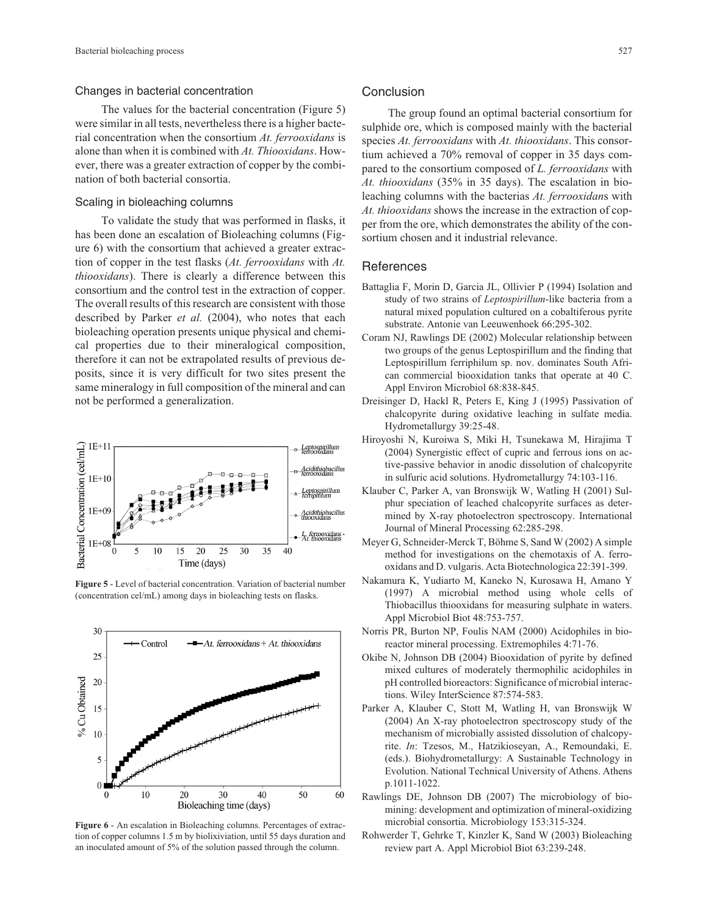### Changes in bacterial concentration

The values for the bacterial concentration (Figure 5) were similar in all tests, nevertheless there is a higher bacterial concentration when the consortium *At. ferrooxidans* is alone than when it is combined with *At. Thiooxidans*. However, there was a greater extraction of copper by the combination of both bacterial consortia.

### Scaling in bioleaching columns

To validate the study that was performed in flasks, it has been done an escalation of Bioleaching columns (Figure 6) with the consortium that achieved a greater extraction of copper in the test flasks (*At. ferrooxidans* with *At. thiooxidans*). There is clearly a difference between this consortium and the control test in the extraction of copper. The overall results of this research are consistent with those described by Parker *et al.* (2004), who notes that each bioleaching operation presents unique physical and chemical properties due to their mineralogical composition, therefore it can not be extrapolated results of previous deposits, since it is very difficult for two sites present the same mineralogy in full composition of the mineral and can not be performed a generalization.

**Figure 5** - Level of bacterial concentration. Variation of bacterial number (concentration cel/mL) among days in bioleaching tests on flasks.

**Figure 6** - An escalation in Bioleaching columns. Percentages of extraction of copper columns 1.5 m by biolixiviation, until 55 days duration and an inoculated amount of 5% of the solution passed through the column.

## Conclusion

The group found an optimal bacterial consortium for sulphide ore, which is composed mainly with the bacterial species *At. ferrooxidans* with *At. thiooxidans*. This consortium achieved a 70% removal of copper in 35 days compared to the consortium composed of *L. ferrooxidans* with *At. thiooxidans* (35% in 35 days). The escalation in bioleaching columns with the bacterias *At. ferrooxidan*s with *At. thiooxidans* shows the increase in the extraction of copper from the ore, which demonstrates the ability of the consortium chosen and it industrial relevance.

## References

Battaglia F, Morin D, Garcia JL, Ollivier P (1994) Isolation and study of two strains of *Leptospirillum*-like bacteria from a natural mixed population cultured on a cobaltiferous pyrite substrate. Antonie van Leeuwenhoek 66:295-302.

Coram NJ, Rawlings DE (2002) Molecular relationship between two groups of the genus Leptospirillum and the finding that Leptospirillum ferriphilum sp. nov. dominates South African commercial biooxidation tanks that operate at 40 C. Appl Environ Microbiol 68:838-845.

Dreisinger D, Hackl R, Peters E, King J (1995) Passivation of chalcopyrite during oxidative leaching in sulfate media. Hydrometallurgy 39:25-48.

Hiroyoshi N, Kuroiwa S, Miki H, Tsunekawa M, Hirajima T (2004) Synergistic effect of cupric and ferrous ions on active-passive behavior in anodic dissolution of chalcopyrite in sulfuric acid solutions. Hydrometallurgy 74:103-116.

Klauber C, Parker A, van Bronswijk W, Watling H (2001) Sulphur speciation of leached chalcopyrite surfaces as determined by X-ray photoelectron spectroscopy. International Journal of Mineral Processing 62:285-298.

Meyer G, Schneider-Merck T, Böhme S, Sand W (2002) A simple method for investigations on the chemotaxis of A. ferrooxidans and D. vulgaris. Acta Biotechnologica 22:391-399.

Nakamura K, Yudiarto M, Kaneko N, Kurosawa H, Amano Y (1997) A microbial method using whole cells of Thiobacillus thiooxidans for measuring sulphate in waters. Appl Microbiol Biot 48:753-757.

Norris PR, Burton NP, Foulis NAM (2000) Acidophiles in bioreactor mineral processing. Extremophiles 4:71-76.

Okibe N, Johnson DB (2004) Biooxidation of pyrite by defined mixed cultures of moderately thermophilic acidophiles in pH controlled bioreactors: Significance of microbial interactions. Wiley InterScience 87:574-583.

Parker A, Klauber C, Stott M, Watling H, van Bronswijk W (2004) An X-ray photoelectron spectroscopy study of the mechanism of microbially assisted dissolution of chalcopyrite. *In*: Tzesos, M., Hatzikioseyan, A., Remoundaki, E. (eds.). Biohydrometallurgy: A Sustainable Technology in Evolution. National Technical University of Athens. Athens p.1011-1022.

Rawlings DE, Johnson DB (2007) The microbiology of biomining: development and optimization of mineral-oxidizing microbial consortia. Microbiology 153:315-324.

Rohwerder T, Gehrke T, Kinzler K, Sand W (2003) Bioleaching review part A. Appl Microbiol Biot 63:239-248.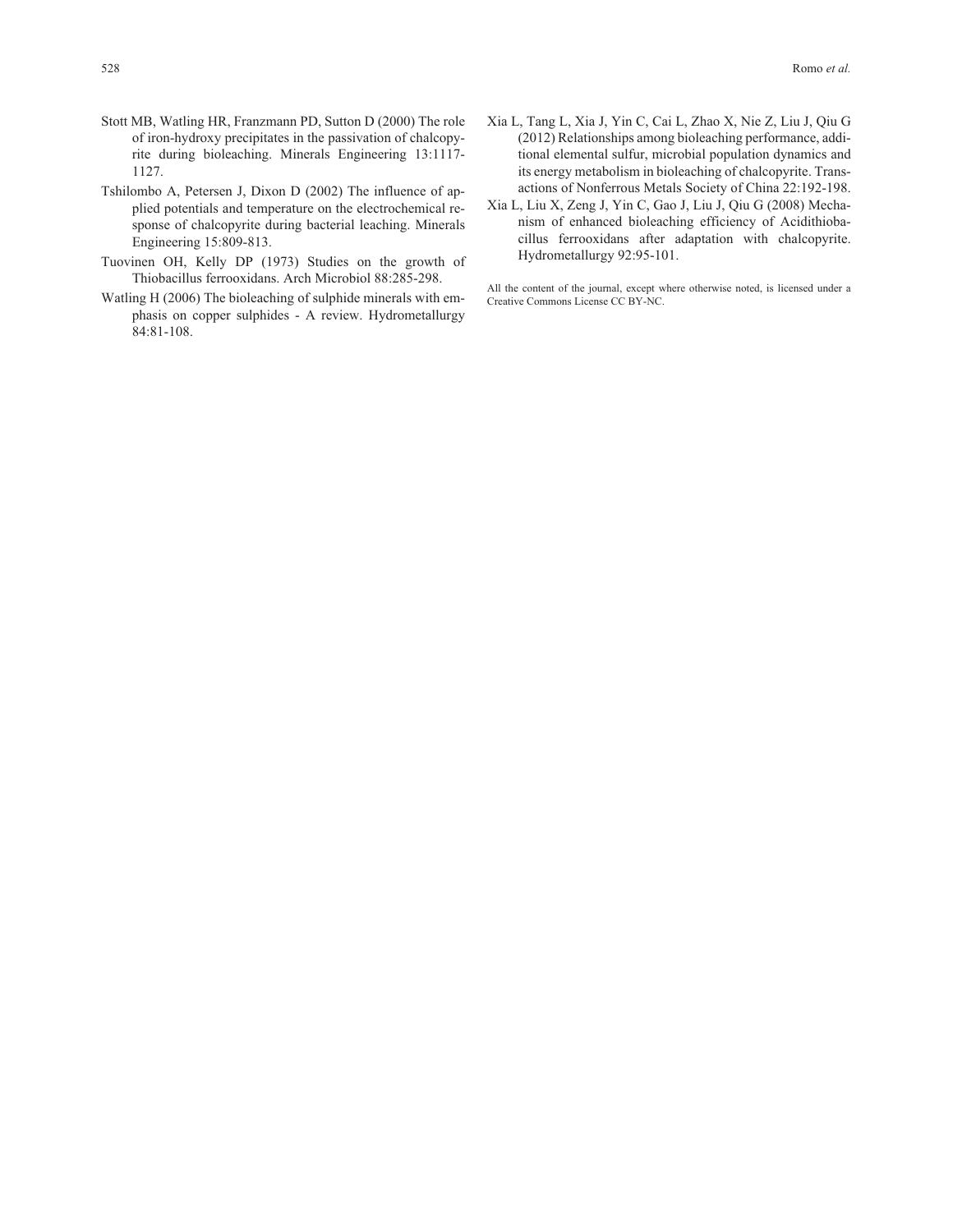Stott MB, Watling HR, Franzmann PD, Sutton D (2000) The role of iron-hydroxy precipitates in the passivation of chalcopyrite during bioleaching. Minerals Engineering 13:1117-1127.

Tshilombo A, Petersen J, Dixon D (2002) The influence of applied potentials and temperature on the electrochemical response of chalcopyrite during bacterial leaching. Minerals Engineering 15:809-813.

Tuovinen OH, Kelly DP (1973) Studies on the growth of Thiobacillus ferrooxidans. Arch Microbiol 88:285-298.

Watling H (2006) The bioleaching of sulphide minerals with emphasis on copper sulphides - A review. Hydrometallurgy 84:81-108.

Xia L, Tang L, Xia J, Yin C, Cai L, Zhao X, Nie Z, Liu J, Qiu G (2012) Relationships among bioleaching performance, additional elemental sulfur, microbial population dynamics and its energy metabolism in bioleaching of chalcopyrite. Transactions of Nonferrous Metals Society of China 22:192-198.

Xia L, Liu X, Zeng J, Yin C, Gao J, Liu J, Qiu G (2008) Mechanism of enhanced bioleaching efficiency of Acidithiobacillus ferrooxidans after adaptation with chalcopyrite. Hydrometallurgy 92:95-101.

All the content of the journal, except where otherwise noted, is licensed under a Creative Commons License CC BY-NC.